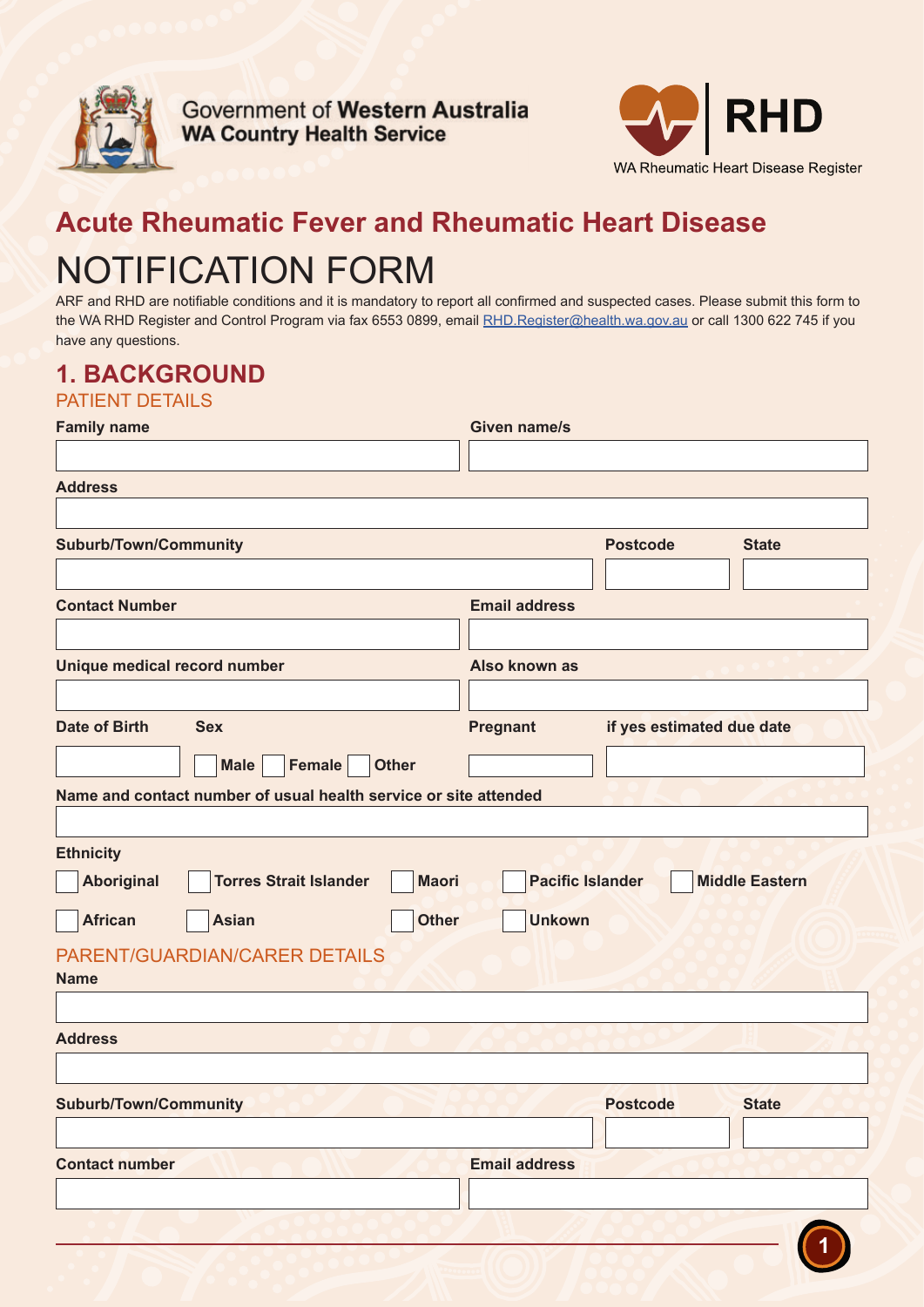Government of Western Australia
WA Country Health Service

RHD
WA Rheumatic Heart Disease Register

# Acute Rheumatic Fever and Rheumatic Heart Disease

# NOTIFICATION FORM

ARF and RHD are notifiable conditions and it is mandatory to report all confirmed and suspected cases. Please submit this form to the WA RHD Register and Control Program via fax 6553 0899, email RHD.Register@health.wa.gov.au or call 1300 622 745 if you have any questions.

## 1. BACKGROUND

### PATIENT DETAILS

**Family name**

**Given name/s**

**Address**

**Suburb/Town/Community**

**Postcode**

**State**

**Contact Number**

**Email address**

**Unique medical record number**

**Also known as**

**Date of Birth**

**Sex**

☐ Male ☐ Female ☐ Other

**Pregnant**

**if yes estimated due date**

**Name and contact number of usual health service or site attended**

**Ethnicity**

☐ Aboriginal ☐ Torres Strait Islander ☐ Maori ☐ Pacific Islander ☐ Middle Eastern

☐ African ☐ Asian ☐ Other ☐ Unkown

### PARENT/GUARDIAN/CARER DETAILS

**Name**

**Address**

**Suburb/Town/Community**

**Postcode**

**State**

**Contact number**

**Email address**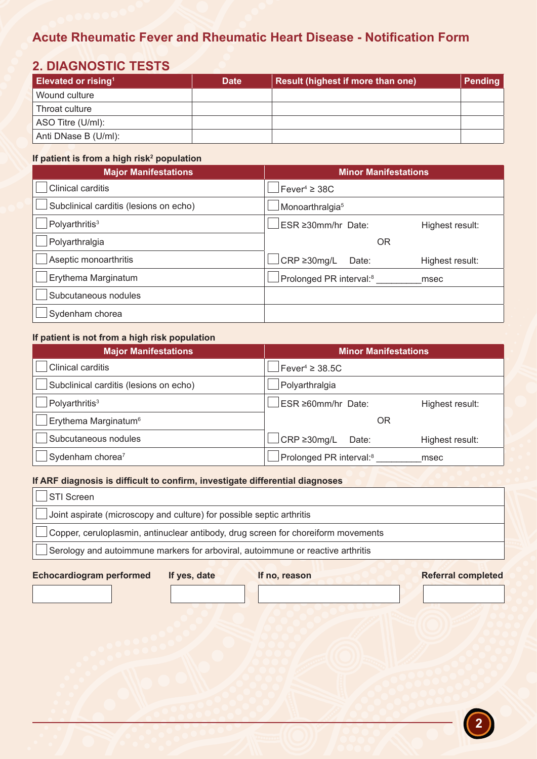# Acute Rheumatic Fever and Rheumatic Heart Disease - Notification Form

## 2. DIAGNOSTIC TESTS

| Elevated or rising[1] | Date | Result (highest if more than one) | Pending |
|---|---|---|---|
| Wound culture | | | |
| Throat culture | | | |
| ASO Titre (U/ml): | | | |
| Anti DNase B (U/ml): | | | |

**If patient is from a high risk[2] population**

| Major Manifestations | Minor Manifestations |
|---|---|
| ☐ Clinical carditis | ☐ Fever[4] ≥ 38C |
| ☐ Subclinical carditis (lesions on echo) | ☐ Monoarthralgia[5] |
| ☐ Polyarthritis[3] | ☐ ESR ≥30mm/hr Date: Highest result: |
| ☐ Polyarthralgia | OR |
| ☐ Aseptic monoarthritis | ☐ CRP ≥30mg/L Date: Highest result: |
| ☐ Erythema Marginatum | ☐ Prolonged PR interval:[8] _________msec |
| ☐ Subcutaneous nodules | |
| ☐ Sydenham chorea | |

**If patient is not from a high risk population**

| Major Manifestations | Minor Manifestations |
|---|---|
| ☐ Clinical carditis | ☐ Fever[4] ≥ 38.5C |
| ☐ Subclinical carditis (lesions on echo) | ☐ Polyarthralgia |
| ☐ Polyarthritis[3] | ☐ ESR ≥60mm/hr Date: Highest result: |
| ☐ Erythema Marginatum[6] | OR |
| ☐ Subcutaneous nodules | ☐ CRP ≥30mg/L Date: Highest result: |
| ☐ Sydenham chorea[7] | ☐ Prolonged PR interval:[8] _________msec |

**If ARF diagnosis is difficult to confirm, investigate differential diagnoses**

- ☐ STI Screen
- ☐ Joint aspirate (microscopy and culture) for possible septic arthritis
- ☐ Copper, ceruloplasmin, antinuclear antibody, drug screen for choreiform movements
- ☐ Serology and autoimmune markers for arboviral, autoimmune or reactive arthritis

| Echocardiogram performed | If yes, date | If no, reason | Referral completed |
|---|---|---|---|
| | | | |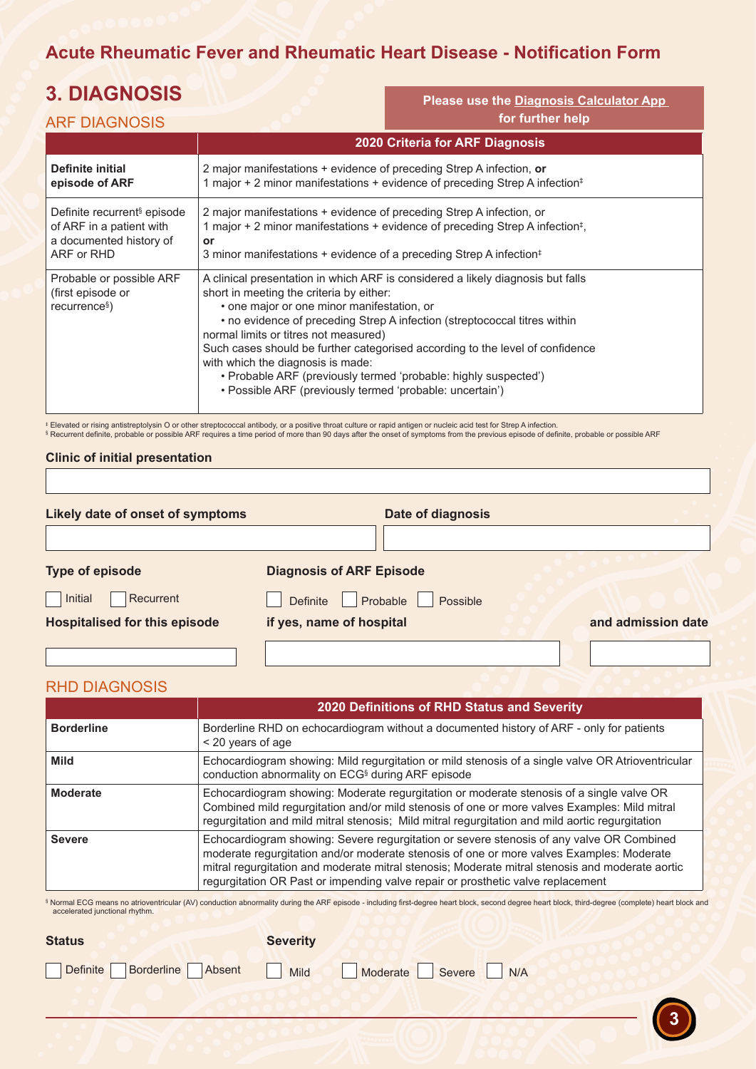# Acute Rheumatic Fever and Rheumatic Heart Disease - Notification Form

## 3. DIAGNOSIS

**Please use the Diagnosis Calculator App for further help**

### ARF DIAGNOSIS

| | 2020 Criteria for ARF Diagnosis |
|---|---|
| **Definite initial episode of ARF** | 2 major manifestations + evidence of preceding Strep A infection, **or**<br>1 major + 2 minor manifestations + evidence of preceding Strep A infection[‡] |
| Definite recurrent[§] episode of ARF in a patient with a documented history of ARF or RHD | 2 major manifestations + evidence of preceding Strep A infection, or<br>1 major + 2 minor manifestations + evidence of preceding Strep A infection[‡],<br>**or**<br>3 minor manifestations + evidence of a preceding Strep A infection[‡] |
| Probable or possible ARF (first episode or recurrence[§]) | A clinical presentation in which ARF is considered a likely diagnosis but falls short in meeting the criteria by either:<br>• one major or one minor manifestation, or<br>• no evidence of preceding Strep A infection (streptococcal titres within normal limits or titres not measured)<br>Such cases should be further categorised according to the level of confidence with which the diagnosis is made:<br>• Probable ARF (previously termed 'probable: highly suspected')<br>• Possible ARF (previously termed 'probable: uncertain') |

‡ Elevated or rising antistreptolysin O or other streptococcal antibody, or a positive throat culture or rapid antigen or nucleic acid test for Strep A infection.
§ Recurrent definite, probable or possible ARF requires a time period of more than 90 days after the onset of symptoms from the previous episode of definite, probable or possible ARF

**Clinic of initial presentation**

**Likely date of onset of symptoms** **Date of diagnosis**

**Type of episode**

☐ Initial ☐ Recurrent

**Diagnosis of ARF Episode**

☐ Definite ☐ Probable ☐ Possible

**Hospitalised for this episode** **if yes, name of hospital** **and admission date**

### RHD DIAGNOSIS

| | 2020 Definitions of RHD Status and Severity |
|---|---|
| **Borderline** | Borderline RHD on echocardiogram without a documented history of ARF - only for patients < 20 years of age |
| **Mild** | Echocardiogram showing: Mild regurgitation or mild stenosis of a single valve OR Atrioventricular conduction abnormality on ECG[§] during ARF episode |
| **Moderate** | Echocardiogram showing: Moderate regurgitation or moderate stenosis of a single valve OR Combined mild regurgitation and/or mild stenosis of one or more valves Examples: Mild mitral regurgitation and mild mitral stenosis; Mild mitral regurgitation and mild aortic regurgitation |
| **Severe** | Echocardiogram showing: Severe regurgitation or severe stenosis of any valve OR Combined moderate regurgitation and/or moderate stenosis of one or more valves Examples: Moderate mitral regurgitation and moderate mitral stenosis; Moderate mitral stenosis and moderate aortic regurgitation OR Past or impending valve repair or prosthetic valve replacement |

§ Normal ECG means no atrioventricular (AV) conduction abnormality during the ARF episode - including first-degree heart block, second degree heart block, third-degree (complete) heart block and accelerated junctional rhythm.

**Status**

☐ Definite ☐ Borderline ☐ Absent

**Severity**

☐ Mild ☐ Moderate ☐ Severe ☐ N/A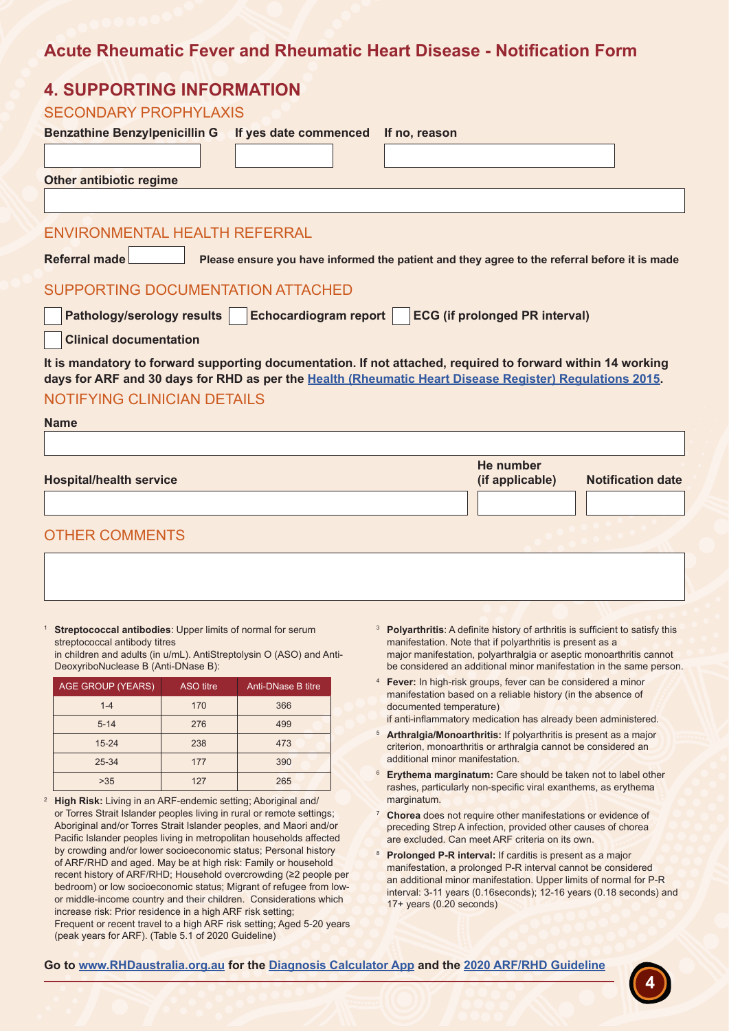# Acute Rheumatic Fever and Rheumatic Heart Disease - Notification Form

## 4. SUPPORTING INFORMATION

### SECONDARY PROPHYLAXIS

**Benzathine Benzylpenicillin G** | **If yes date commenced** | **If no, reason**

**Other antibiotic regime**

### ENVIRONMENTAL HEALTH REFERRAL

**Referral made** ☐ **Please ensure you have informed the patient and they agree to the referral before it is made**

### SUPPORTING DOCUMENTATION ATTACHED

☐ **Pathology/serology results** ☐ **Echocardiogram report** ☐ **ECG (if prolonged PR interval)**

☐ **Clinical documentation**

**It is mandatory to forward supporting documentation. If not attached, required to forward within 14 working days for ARF and 30 days for RHD as per the Health (Rheumatic Heart Disease Register) Regulations 2015.**

### NOTIFYING CLINICIAN DETAILS

**Name**

**Hospital/health service** | **He number (if applicable)** | **Notification date**

### OTHER COMMENTS

[1] **Streptococcal antibodies**: Upper limits of normal for serum streptococcal antibody titres in children and adults (in u/mL). AntiStreptolysin O (ASO) and Anti-DeoxyriboNuclease B (Anti-DNase B):

| AGE GROUP (YEARS) | ASO titre | Anti-DNase B titre |
|---|---|---|
| 1-4 | 170 | 366 |
| 5-14 | 276 | 499 |
| 15-24 | 238 | 473 |
| 25-34 | 177 | 390 |
| >35 | 127 | 265 |

[2] **High Risk:** Living in an ARF-endemic setting; Aboriginal and/or Torres Strait Islander peoples living in rural or remote settings; Aboriginal and/or Torres Strait Islander peoples, and Maori and/or Pacific Islander peoples living in metropolitan households affected by crowding and/or lower socioeconomic status; Personal history of ARF/RHD and aged. May be at high risk: Family or household recent history of ARF/RHD; Household overcrowding (≥2 people per bedroom) or low socioeconomic status; Migrant of refugee from low- or middle-income country and their children. Considerations which increase risk: Prior residence in a high ARF risk setting; Frequent or recent travel to a high ARF risk setting; Aged 5-20 years (peak years for ARF). (Table 5.1 of 2020 Guideline)

[3] **Polyarthritis**: A definite history of arthritis is sufficient to satisfy this manifestation. Note that if polyarthritis is present as a major manifestation, polyarthralgia or aseptic monoarthritis cannot be considered an additional minor manifestation in the same person.

[4] **Fever:** In high-risk groups, fever can be considered a minor manifestation based on a reliable history (in the absence of documented temperature) if anti-inflammatory medication has already been administered.

[5] **Arthralgia/Monoarthritis:** If polyarthritis is present as a major criterion, monoarthritis or arthralgia cannot be considered an additional minor manifestation.

[6] **Erythema marginatum:** Care should be taken not to label other rashes, particularly non-specific viral exanthems, as erythema marginatum.

[7] **Chorea** does not require other manifestations or evidence of preceding Strep A infection, provided other causes of chorea are excluded. Can meet ARF criteria on its own.

[8] **Prolonged P-R interval:** If carditis is present as a major manifestation, a prolonged P-R interval cannot be considered an additional minor manifestation. Upper limits of normal for P-R interval: 3-11 years (0.16seconds); 12-16 years (0.18 seconds) and 17+ years (0.20 seconds)

**Go to www.RHDaustralia.org.au for the Diagnosis Calculator App and the 2020 ARF/RHD Guideline**